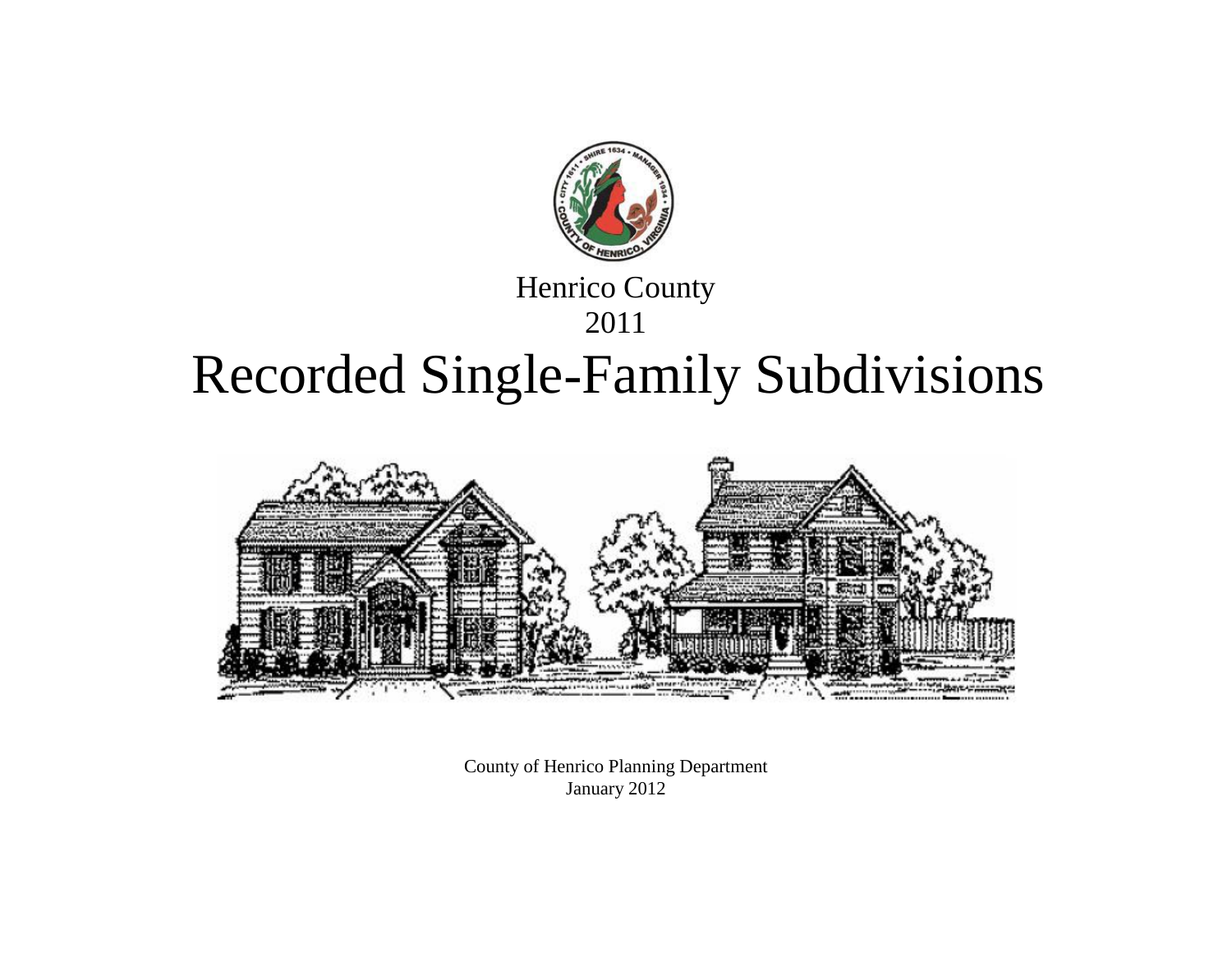Henrico County

2011

# Recorded Single-Family Subdivisions

County of Henrico Planning Department

January 2012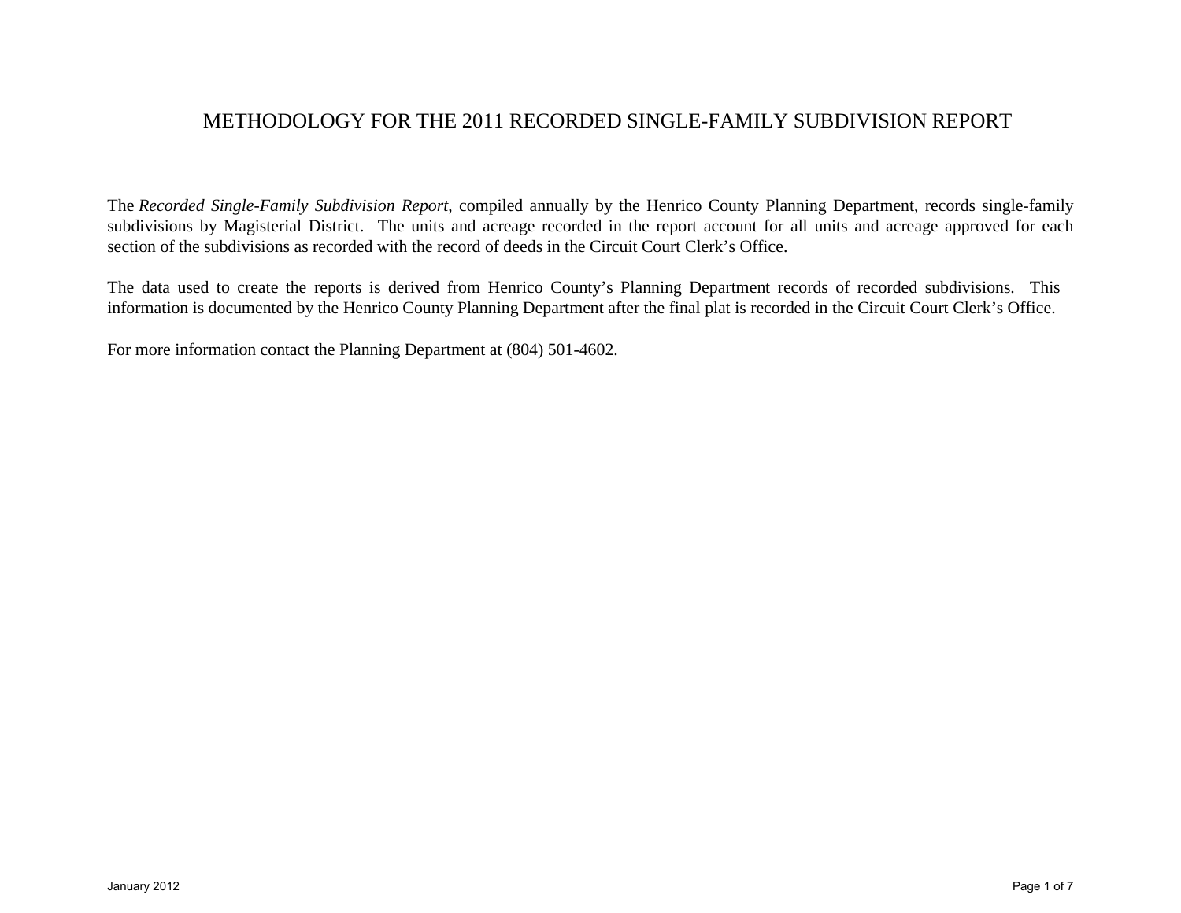# METHODOLOGY FOR THE 2011 RECORDED SINGLE-FAMILY SUBDIVISION REPORT

The *Recorded Single-Family Subdivision Report*, compiled annually by the Henrico County Planning Department, records single-family subdivisions by Magisterial District. The units and acreage recorded in the report account for all units and acreage approved for each section of the subdivisions as recorded with the record of deeds in the Circuit Court Clerk's Office.

The data used to create the reports is derived from Henrico County's Planning Department records of recorded subdivisions. This information is documented by the Henrico County Planning Department after the final plat is recorded in the Circuit Court Clerk's Office.

For more information contact the Planning Department at (804) 501-4602.

January 2012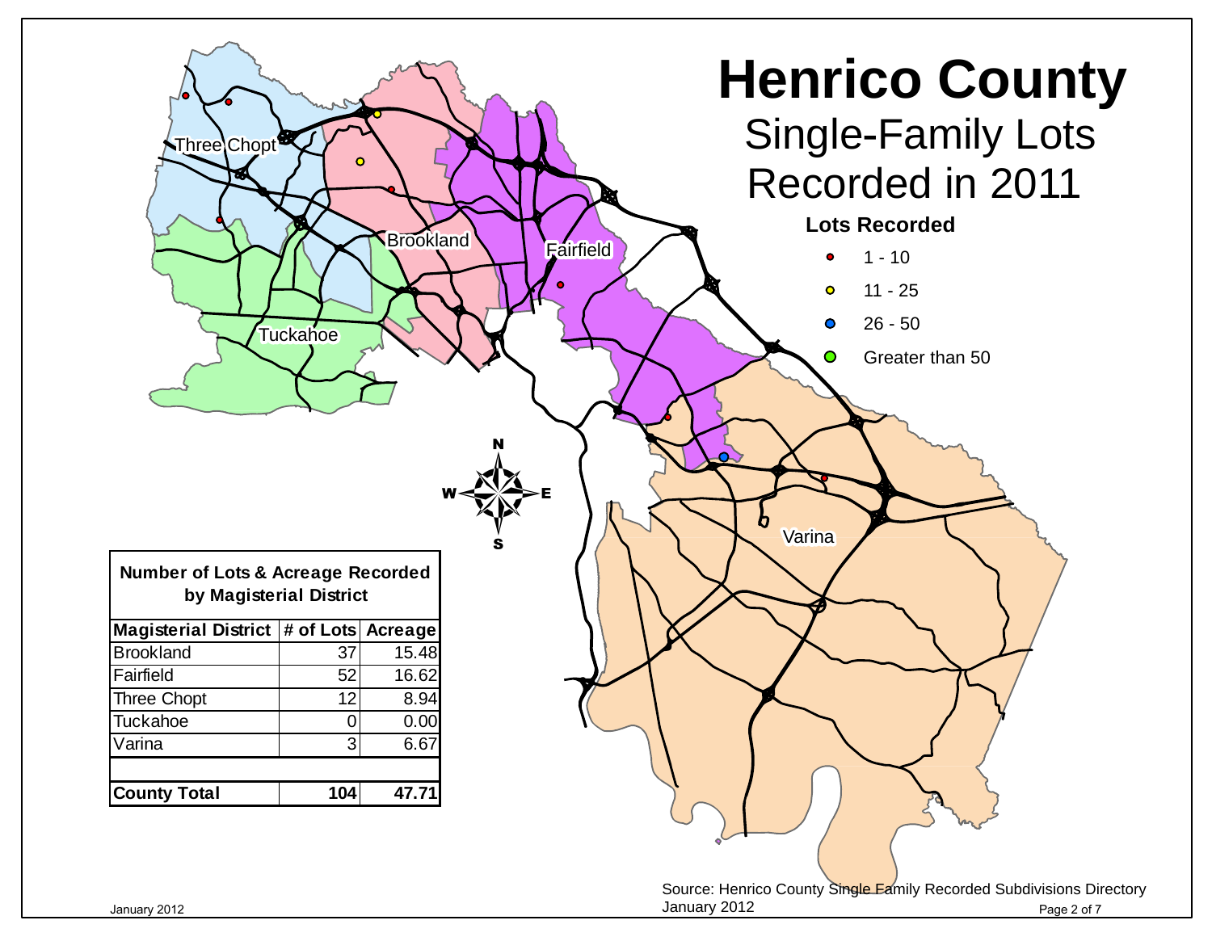# Henrico County

## Single-Family Lots Recorded in 2011

**Lots Recorded**

- 1 - 10
- 11 - 25
- 26 - 50
- Greater than 50

Three Chopt

Brookland

Fairfield

Tuckahoe

Varina

N

W E

S

**Number of Lots & Acreage Recorded by Magisterial District**

| Magisterial District | # of Lots | Acreage |
|---|---|---|
| Brookland | 37 | 15.48 |
| Fairfield | 52 | 16.62 |
| Three Chopt | 12 | 8.94 |
| Tuckahoe | 0 | 0.00 |
| Varina | 3 | 6.67 |
| | | |
| **County Total** | **104** | **47.71** |

Source: Henrico County Single Family Recorded Subdivisions Directory January 2012

January 2012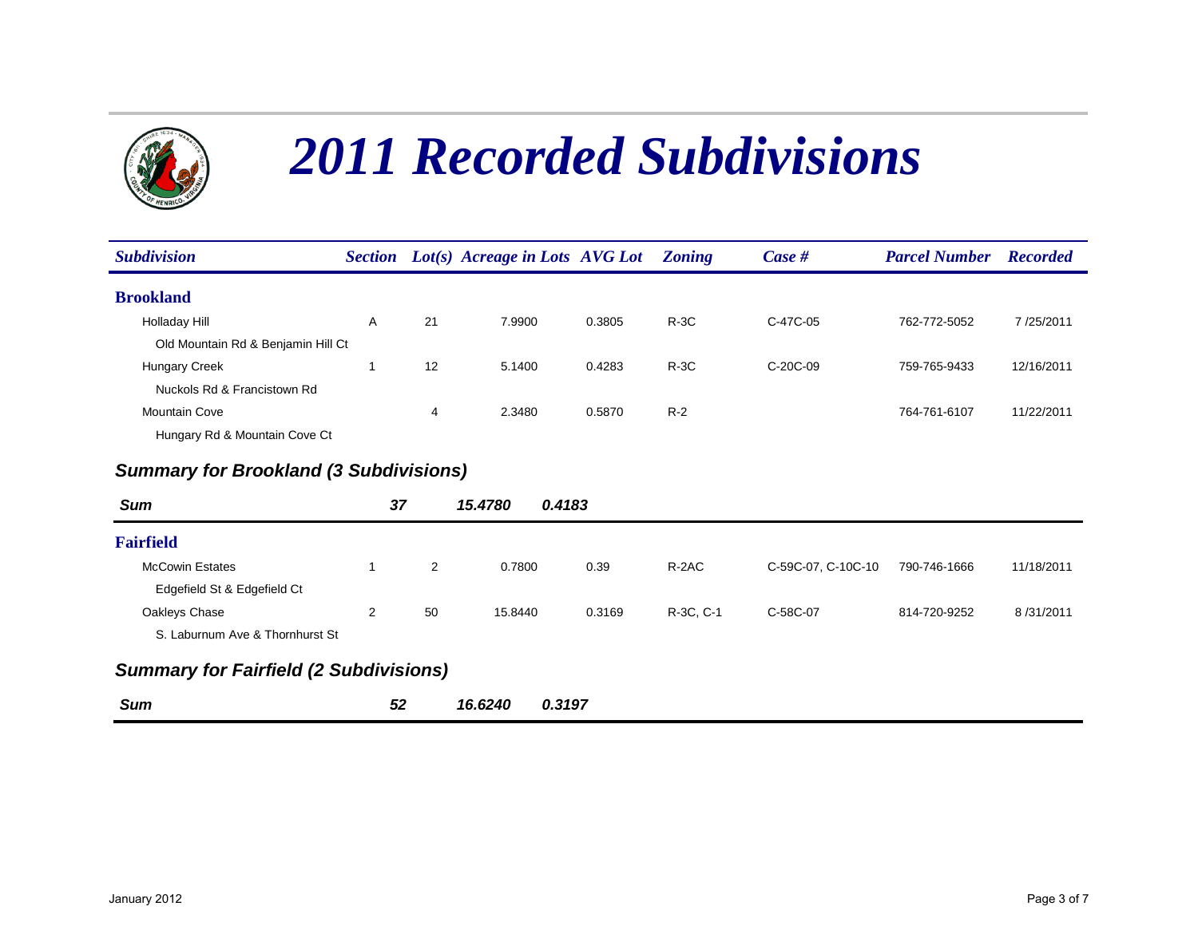# 2011 Recorded Subdivisions

| Subdivision | Section | Lot(s) | Acreage in Lots | AVG Lot | Zoning | Case # | Parcel Number | Recorded |
|---|---|---|---|---|---|---|---|---|
| **Brookland** | | | | | | | | |
| Holladay Hill | A | 21 | 7.9900 | 0.3805 | R-3C | C-47C-05 | 762-772-5052 | 7 /25/2011 |
| Old Mountain Rd & Benjamin Hill Ct | | | | | | | | |
| Hungary Creek | 1 | 12 | 5.1400 | 0.4283 | R-3C | C-20C-09 | 759-765-9433 | 12/16/2011 |
| Nuckols Rd & Francistown Rd | | | | | | | | |
| Mountain Cove | | 4 | 2.3480 | 0.5870 | R-2 | | 764-761-6107 | 11/22/2011 |
| Hungary Rd & Mountain Cove Ct | | | | | | | | |

### Summary for Brookland (3 Subdivisions)

| | Lot(s) | Acreage in Lots | AVG Lot |
|---|---|---|---|
| ***Sum*** | ***37*** | ***15.4780*** | ***0.4183*** |

| Subdivision | Section | Lot(s) | Acreage in Lots | AVG Lot | Zoning | Case # | Parcel Number | Recorded |
|---|---|---|---|---|---|---|---|---|
| **Fairfield** | | | | | | | | |
| McCowin Estates | 1 | 2 | 0.7800 | 0.39 | R-2AC | C-59C-07, C-10C-10 | 790-746-1666 | 11/18/2011 |
| Edgefield St & Edgefield Ct | | | | | | | | |
| Oakleys Chase | 2 | 50 | 15.8440 | 0.3169 | R-3C, C-1 | C-58C-07 | 814-720-9252 | 8 /31/2011 |
| S. Laburnum Ave & Thornhurst St | | | | | | | | |

### Summary for Fairfield (2 Subdivisions)

| | Lot(s) | Acreage in Lots | AVG Lot |
|---|---|---|---|
| ***Sum*** | ***52*** | ***16.6240*** | ***0.3197*** |

January 2012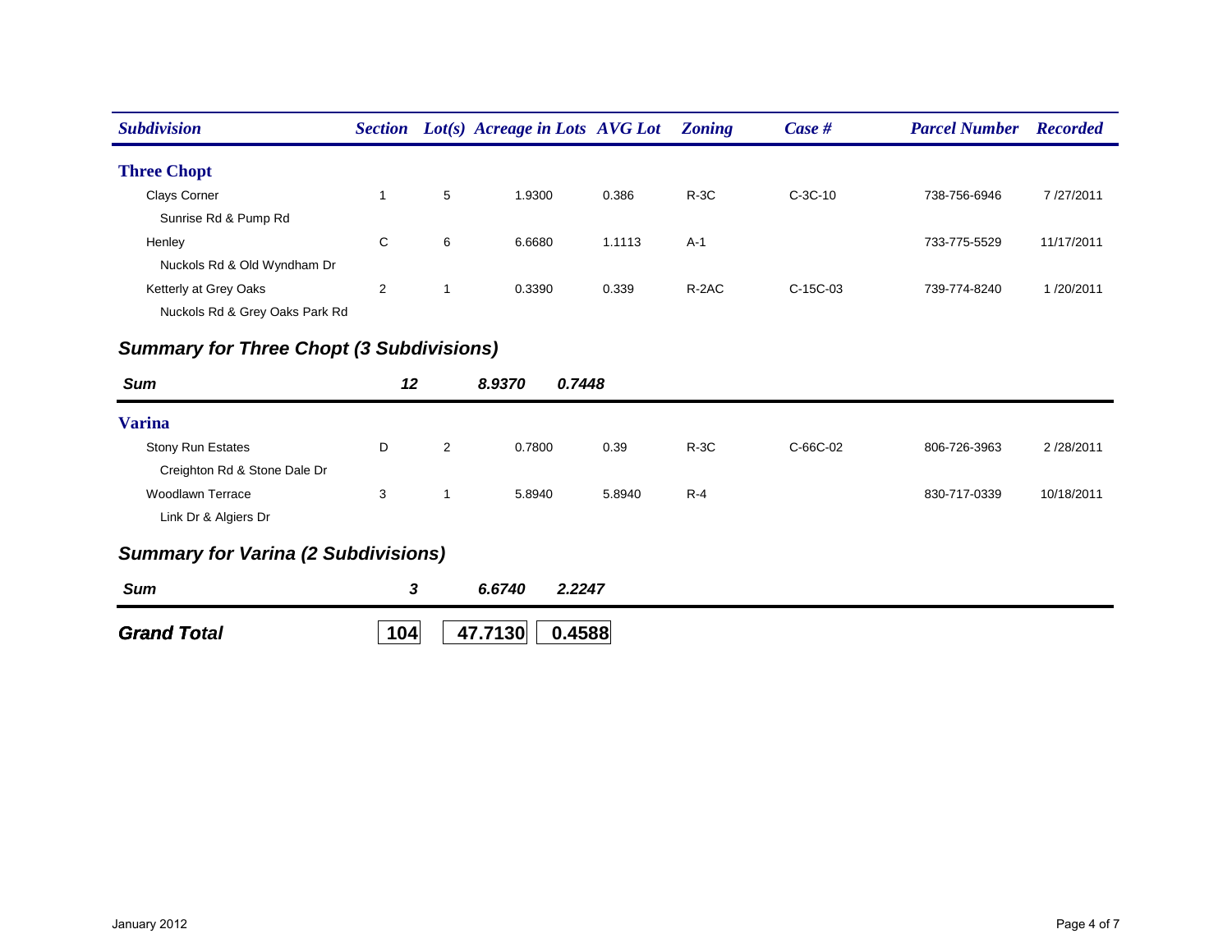| Subdivision | Section | Lot(s) | Acreage in Lots | AVG Lot | Zoning | Case # | Parcel Number | Recorded |
|---|---|---|---|---|---|---|---|---|
| **Three Chopt** | | | | | | | | |
| Clays Corner | 1 | 5 | 1.9300 | 0.386 | R-3C | C-3C-10 | 738-756-6946 | 7 /27/2011 |
| Sunrise Rd & Pump Rd | | | | | | | | |
| Henley | C | 6 | 6.6680 | 1.1113 | A-1 | | 733-775-5529 | 11/17/2011 |
| Nuckols Rd & Old Wyndham Dr | | | | | | | | |
| Ketterly at Grey Oaks | 2 | 1 | 0.3390 | 0.339 | R-2AC | C-15C-03 | 739-774-8240 | 1 /20/2011 |
| Nuckols Rd & Grey Oaks Park Rd | | | | | | | | |
| ***Summary for Three Chopt (3 Subdivisions)*** | | | | | | | | |
| ***Sum*** | | ***12*** | ***8.9370*** | ***0.7448*** | | | | |
| **Varina** | | | | | | | | |
| Stony Run Estates | D | 2 | 0.7800 | 0.39 | R-3C | C-66C-02 | 806-726-3963 | 2 /28/2011 |
| Creighton Rd & Stone Dale Dr | | | | | | | | |
| Woodlawn Terrace | 3 | 1 | 5.8940 | 5.8940 | R-4 | | 830-717-0339 | 10/18/2011 |
| Link Dr & Algiers Dr | | | | | | | | |
| ***Summary for Varina (2 Subdivisions)*** | | | | | | | | |
| ***Sum*** | | ***3*** | ***6.6740*** | ***2.2247*** | | | | |
| ***Grand Total*** | | **104** | **47.7130** | **0.4588** | | | | |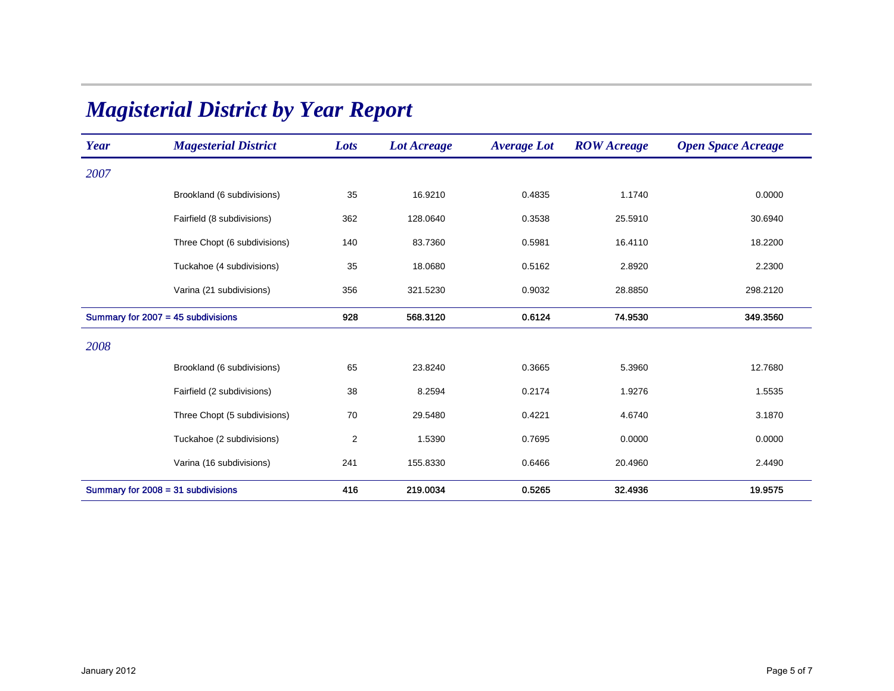# *Magisterial District by Year Report*

| *Year* | *Magesterial District* | *Lots* | *Lot Acreage* | *Average Lot* | *ROW Acreage* | *Open Space Acreage* |
|---|---|---|---|---|---|---|
| *2007* | | | | | | |
| | Brookland (6 subdivisions) | 35 | 16.9210 | 0.4835 | 1.1740 | 0.0000 |
| | Fairfield (8 subdivisions) | 362 | 128.0640 | 0.3538 | 25.5910 | 30.6940 |
| | Three Chopt (6 subdivisions) | 140 | 83.7360 | 0.5981 | 16.4110 | 18.2200 |
| | Tuckahoe (4 subdivisions) | 35 | 18.0680 | 0.5162 | 2.8920 | 2.2300 |
| | Varina (21 subdivisions) | 356 | 321.5230 | 0.9032 | 28.8850 | 298.2120 |
| **Summary for 2007 = 45 subdivisions** | | **928** | **568.3120** | **0.6124** | **74.9530** | **349.3560** |
| *2008* | | | | | | |
| | Brookland (6 subdivisions) | 65 | 23.8240 | 0.3665 | 5.3960 | 12.7680 |
| | Fairfield (2 subdivisions) | 38 | 8.2594 | 0.2174 | 1.9276 | 1.5535 |
| | Three Chopt (5 subdivisions) | 70 | 29.5480 | 0.4221 | 4.6740 | 3.1870 |
| | Tuckahoe (2 subdivisions) | 2 | 1.5390 | 0.7695 | 0.0000 | 0.0000 |
| | Varina (16 subdivisions) | 241 | 155.8330 | 0.6466 | 20.4960 | 2.4490 |
| **Summary for 2008 = 31 subdivisions** | | **416** | **219.0034** | **0.5265** | **32.4936** | **19.9575** |

January 2012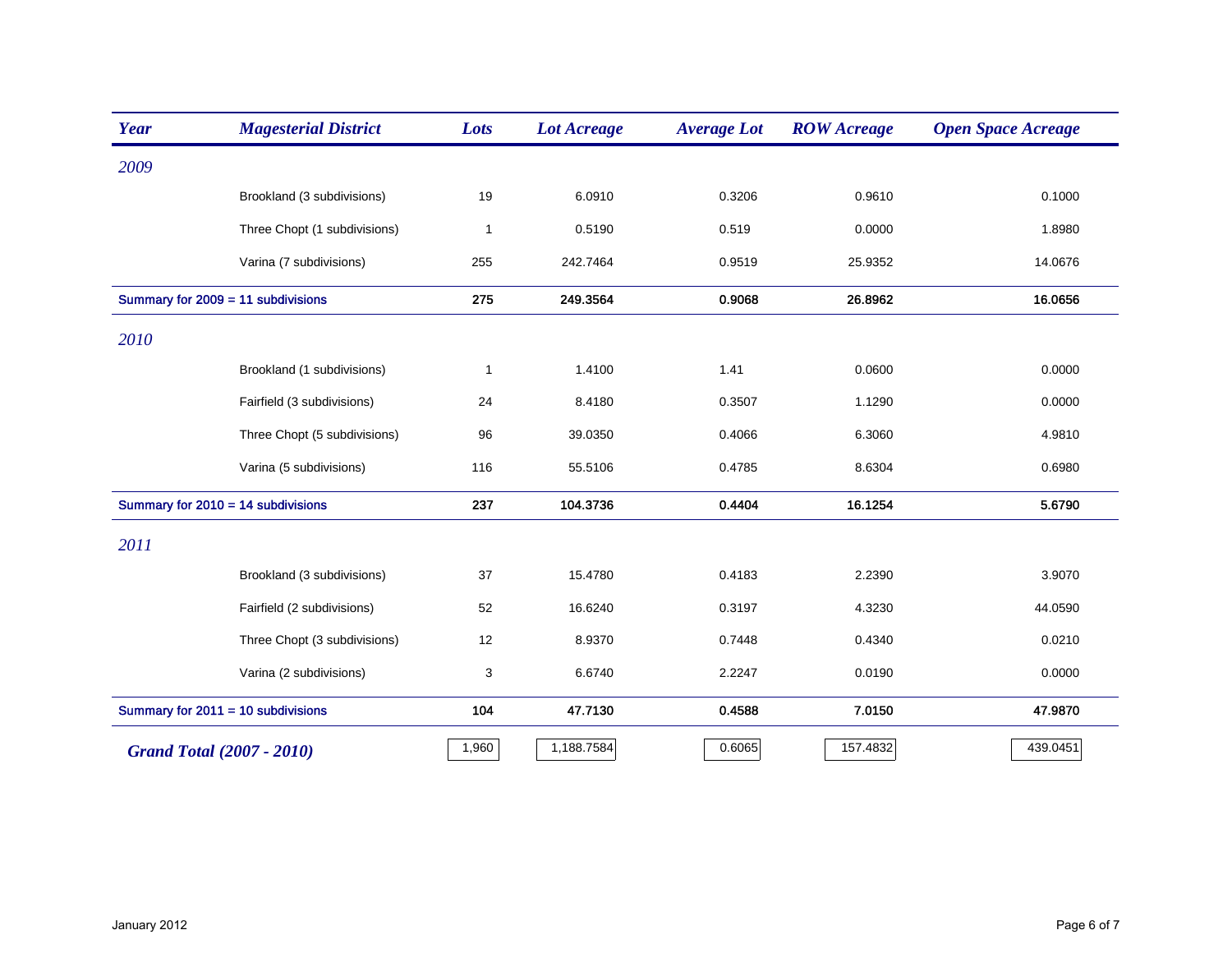| Year | Magesterial District | Lots | Lot Acreage | Average Lot | ROW Acreage | Open Space Acreage |
|---|---|---|---|---|---|---|
| *2009* | | | | | | |
| | Brookland (3 subdivisions) | 19 | 6.0910 | 0.3206 | 0.9610 | 0.1000 |
| | Three Chopt (1 subdivisions) | 1 | 0.5190 | 0.519 | 0.0000 | 1.8980 |
| | Varina (7 subdivisions) | 255 | 242.7464 | 0.9519 | 25.9352 | 14.0676 |
| **Summary for 2009 = 11 subdivisions** | | **275** | **249.3564** | **0.9068** | **26.8962** | **16.0656** |
| *2010* | | | | | | |
| | Brookland (1 subdivisions) | 1 | 1.4100 | 1.41 | 0.0600 | 0.0000 |
| | Fairfield (3 subdivisions) | 24 | 8.4180 | 0.3507 | 1.1290 | 0.0000 |
| | Three Chopt (5 subdivisions) | 96 | 39.0350 | 0.4066 | 6.3060 | 4.9810 |
| | Varina (5 subdivisions) | 116 | 55.5106 | 0.4785 | 8.6304 | 0.6980 |
| **Summary for 2010 = 14 subdivisions** | | **237** | **104.3736** | **0.4404** | **16.1254** | **5.6790** |
| *2011* | | | | | | |
| | Brookland (3 subdivisions) | 37 | 15.4780 | 0.4183 | 2.2390 | 3.9070 |
| | Fairfield (2 subdivisions) | 52 | 16.6240 | 0.3197 | 4.3230 | 44.0590 |
| | Three Chopt (3 subdivisions) | 12 | 8.9370 | 0.7448 | 0.4340 | 0.0210 |
| | Varina (2 subdivisions) | 3 | 6.6740 | 2.2247 | 0.0190 | 0.0000 |
| **Summary for 2011 = 10 subdivisions** | | **104** | **47.7130** | **0.4588** | **7.0150** | **47.9870** |
| ***Grand Total (2007 - 2010)*** | | 1,960 | 1,188.7584 | 0.6065 | 157.4832 | 439.0451 |

January 2012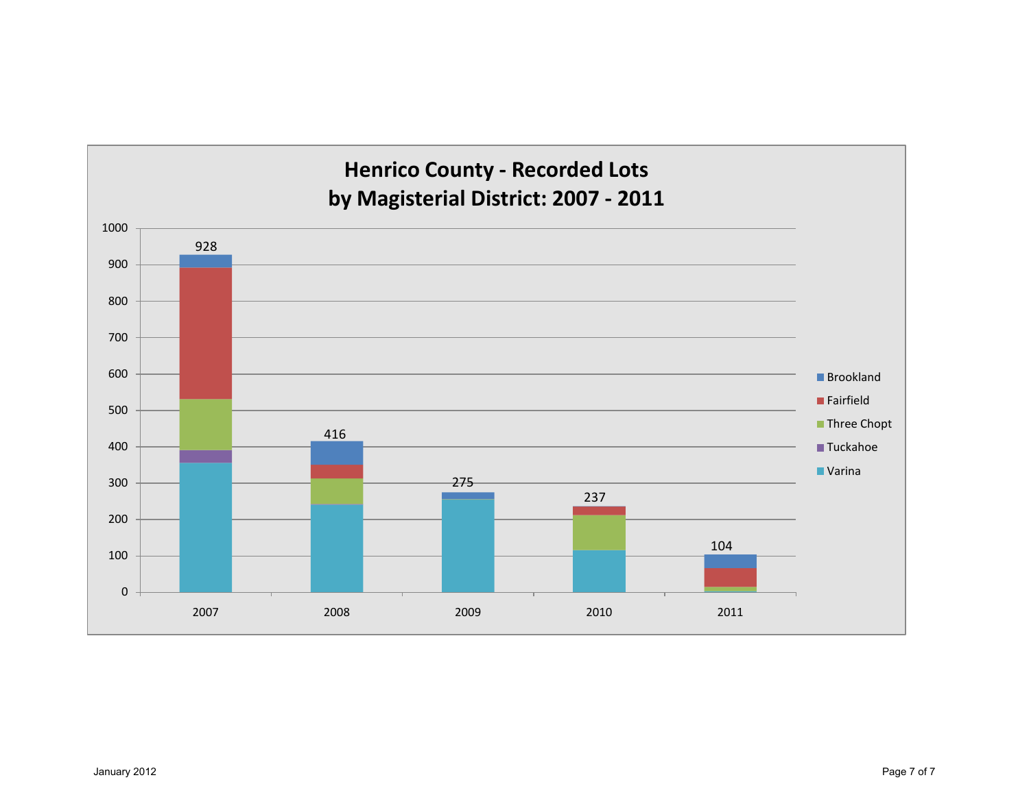**Henrico County - Recorded Lots**
**by Magisterial District: 2007 - 2011**

1000
900
800
700
600
500
400
300
200
100
0

928
416
275
237
104

2007
2008
2009
2010
2011

Brookland
Fairfield
Three Chopt
Tuckahoe
Varina

January 2012